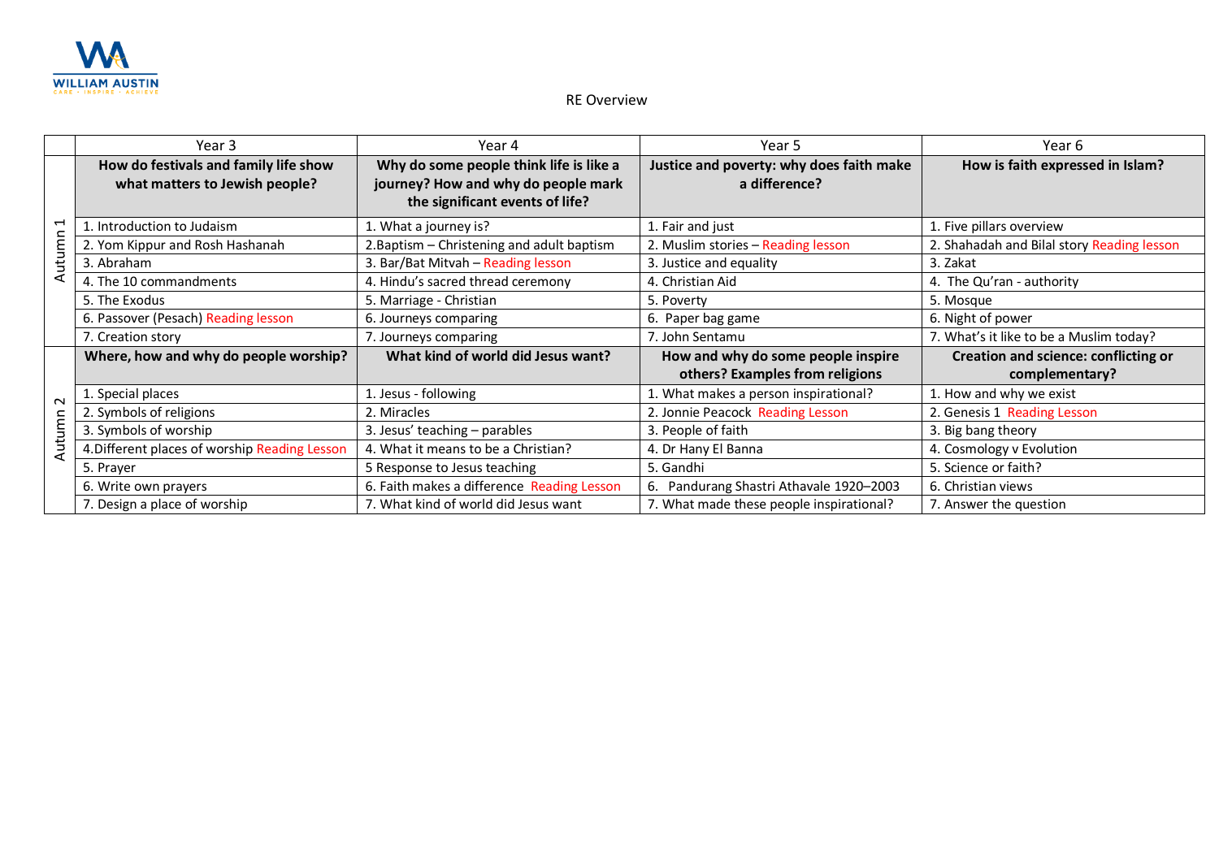# RE Overview

| | Year 3 | Year 4 | Year 5 | Year 6 |
|---|---|---|---|---|
| Autumn 1 | **How do festivals and family life show what matters to Jewish people?** | **Why do some people think life is like a journey? How and why do people mark the significant events of life?** | **Justice and poverty: why does faith make a difference?** | **How is faith expressed in Islam?** |
| | 1. Introduction to Judaism | 1. What a journey is? | 1. Fair and just | 1. Five pillars overview |
| | 2. Yom Kippur and Rosh Hashanah | 2.Baptism – Christening and adult baptism | 2. Muslim stories – Reading lesson | 2. Shahadah and Bilal story Reading lesson |
| | 3. Abraham | 3. Bar/Bat Mitvah – Reading lesson | 3. Justice and equality | 3. Zakat |
| | 4. The 10 commandments | 4. Hindu's sacred thread ceremony | 4. Christian Aid | 4. The Qu'ran - authority |
| | 5. The Exodus | 5. Marriage - Christian | 5. Poverty | 5. Mosque |
| | 6. Passover (Pesach) Reading lesson | 6. Journeys comparing | 6. Paper bag game | 6. Night of power |
| | 7. Creation story | 7. Journeys comparing | 7. John Sentamu | 7. What's it like to be a Muslim today? |
| Autumn 2 | **Where, how and why do people worship?** | **What kind of world did Jesus want?** | **How and why do some people inspire others? Examples from religions** | **Creation and science: conflicting or complementary?** |
| | 1. Special places | 1. Jesus - following | 1. What makes a person inspirational? | 1. How and why we exist |
| | 2. Symbols of religions | 2. Miracles | 2. Jonnie Peacock Reading Lesson | 2. Genesis 1 Reading Lesson |
| | 3. Symbols of worship | 3. Jesus' teaching – parables | 3. People of faith | 3. Big bang theory |
| | 4.Different places of worship Reading Lesson | 4. What it means to be a Christian? | 4. Dr Hany El Banna | 4. Cosmology v Evolution |
| | 5. Prayer | 5 Response to Jesus teaching | 5. Gandhi | 5. Science or faith? |
| | 6. Write own prayers | 6. Faith makes a difference Reading Lesson | 6. Pandurang Shastri Athavale 1920–2003 | 6. Christian views |
| | 7. Design a place of worship | 7. What kind of world did Jesus want | 7. What made these people inspirational? | 7. Answer the question |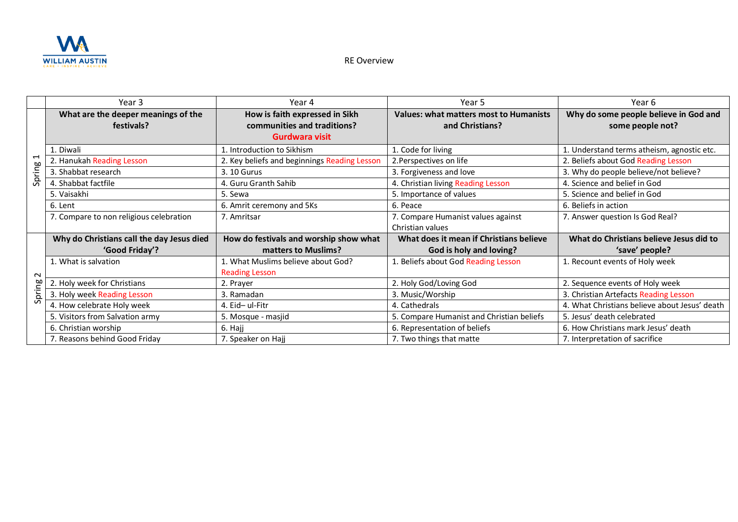WILLIAM AUSTIN
CARE · INSPIRE · ACHIEVE

RE Overview

| | Year 3 | Year 4 | Year 5 | Year 6 |
|---|---|---|---|---|
| Spring 1 | **What are the deeper meanings of the festivals?** | **How is faith expressed in Sikh communities and traditions?** **Gurdwara visit** | **Values: what matters most to Humanists and Christians?** | **Why do some people believe in God and some people not?** |
| | 1. Diwali | 1. Introduction to Sikhism | 1. Code for living | 1. Understand terms atheism, agnostic etc. |
| | 2. Hanukah Reading Lesson | 2. Key beliefs and beginnings Reading Lesson | 2.Perspectives on life | 2. Beliefs about God Reading Lesson |
| | 3. Shabbat research | 3. 10 Gurus | 3. Forgiveness and love | 3. Why do people believe/not believe? |
| | 4. Shabbat factfile | 4. Guru Granth Sahib | 4. Christian living Reading Lesson | 4. Science and belief in God |
| | 5. Vaisakhi | 5. Sewa | 5. Importance of values | 5. Science and belief in God |
| | 6. Lent | 6. Amrit ceremony and 5Ks | 6. Peace | 6. Beliefs in action |
| | 7. Compare to non religious celebration | 7. Amritsar | 7. Compare Humanist values against Christian values | 7. Answer question Is God Real? |
| Spring 2 | **Why do Christians call the day Jesus died 'Good Friday'?** | **How do festivals and worship show what matters to Muslims?** | **What does it mean if Christians believe God is holy and loving?** | **What do Christians believe Jesus did to 'save' people?** |
| | 1. What is salvation | 1. What Muslims believe about God? Reading Lesson | 1. Beliefs about God Reading Lesson | 1. Recount events of Holy week |
| | 2. Holy week for Christians | 2. Prayer | 2. Holy God/Loving God | 2. Sequence events of Holy week |
| | 3. Holy week Reading Lesson | 3. Ramadan | 3. Music/Worship | 3. Christian Artefacts Reading Lesson |
| | 4. How celebrate Holy week | 4. Eid– ul-Fitr | 4. Cathedrals | 4. What Christians believe about Jesus' death |
| | 5. Visitors from Salvation army | 5. Mosque - masjid | 5. Compare Humanist and Christian beliefs | 5. Jesus' death celebrated |
| | 6. Christian worship | 6. Hajj | 6. Representation of beliefs | 6. How Christians mark Jesus' death |
| | 7. Reasons behind Good Friday | 7. Speaker on Hajj | 7. Two things that matte | 7. Interpretation of sacrifice |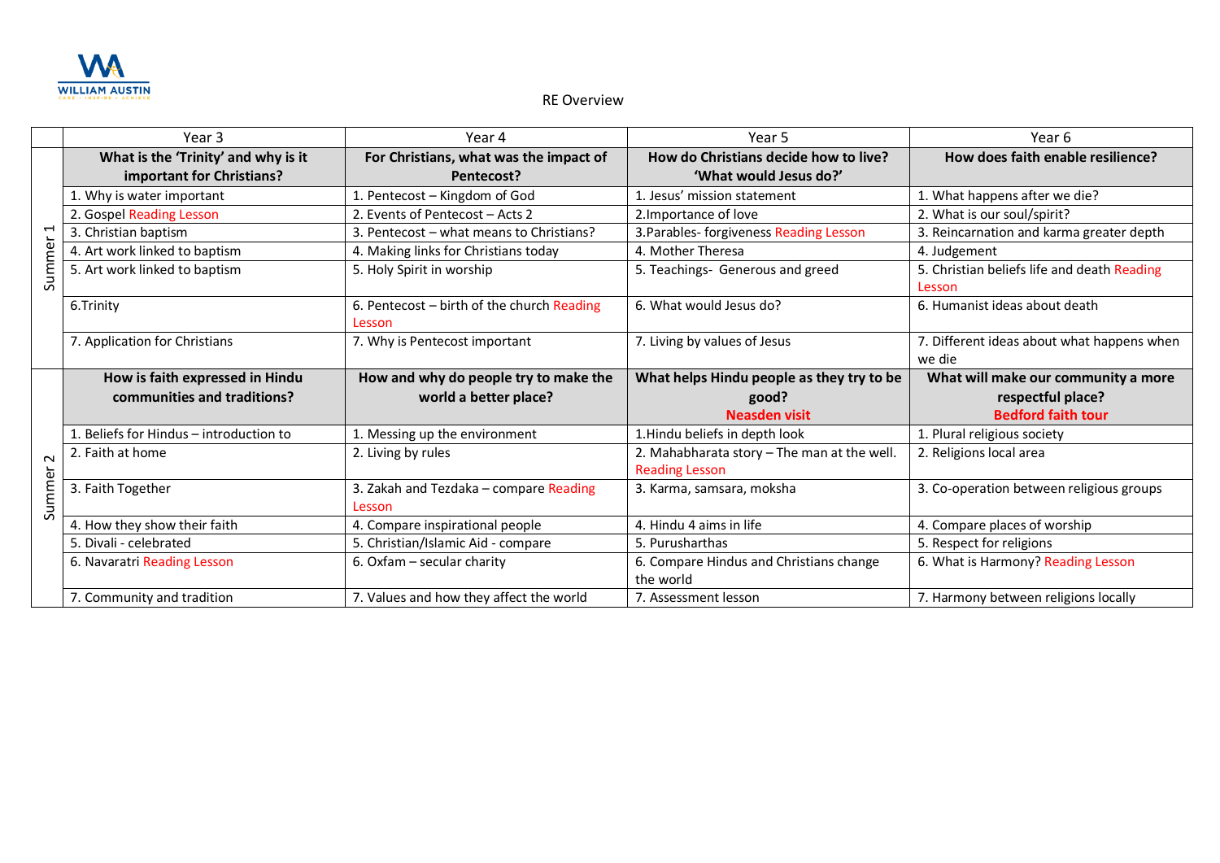WILLIAM AUSTIN

RE Overview

| | Year 3 | Year 4 | Year 5 | Year 6 |
|---|---|---|---|---|
| Summer 1 | **What is the 'Trinity' and why is it important for Christians?** | **For Christians, what was the impact of Pentecost?** | **How do Christians decide how to live? 'What would Jesus do?'** | **How does faith enable resilience?** |
| | 1. Why is water important | 1. Pentecost – Kingdom of God | 1. Jesus' mission statement | 1. What happens after we die? |
| | 2. Gospel Reading Lesson | 2. Events of Pentecost – Acts 2 | 2.Importance of love | 2. What is our soul/spirit? |
| | 3. Christian baptism | 3. Pentecost – what means to Christians? | 3.Parables- forgiveness Reading Lesson | 3. Reincarnation and karma greater depth |
| | 4. Art work linked to baptism | 4. Making links for Christians today | 4. Mother Theresa | 4. Judgement |
| | 5. Art work linked to baptism | 5. Holy Spirit in worship | 5. Teachings- Generous and greed | 5. Christian beliefs life and death Reading Lesson |
| | 6.Trinity | 6. Pentecost – birth of the church Reading Lesson | 6. What would Jesus do? | 6. Humanist ideas about death |
| | 7. Application for Christians | 7. Why is Pentecost important | 7. Living by values of Jesus | 7. Different ideas about what happens when we die |
| Summer 2 | **How is faith expressed in Hindu communities and traditions?** | **How and why do people try to make the world a better place?** | **What helps Hindu people as they try to be good? Neasden visit** | **What will make our community a more respectful place? Bedford faith tour** |
| | 1. Beliefs for Hindus – introduction to | 1. Messing up the environment | 1.Hindu beliefs in depth look | 1. Plural religious society |
| | 2. Faith at home | 2. Living by rules | 2. Mahabharata story – The man at the well. Reading Lesson | 2. Religions local area |
| | 3. Faith Together | 3. Zakah and Tezdaka – compare Reading Lesson | 3. Karma, samsara, moksha | 3. Co-operation between religious groups |
| | 4. How they show their faith | 4. Compare inspirational people | 4. Hindu 4 aims in life | 4. Compare places of worship |
| | 5. Divali - celebrated | 5. Christian/Islamic Aid - compare | 5. Purusharthas | 5. Respect for religions |
| | 6. Navaratri Reading Lesson | 6. Oxfam – secular charity | 6. Compare Hindus and Christians change the world | 6. What is Harmony? Reading Lesson |
| | 7. Community and tradition | 7. Values and how they affect the world | 7. Assessment lesson | 7. Harmony between religions locally |